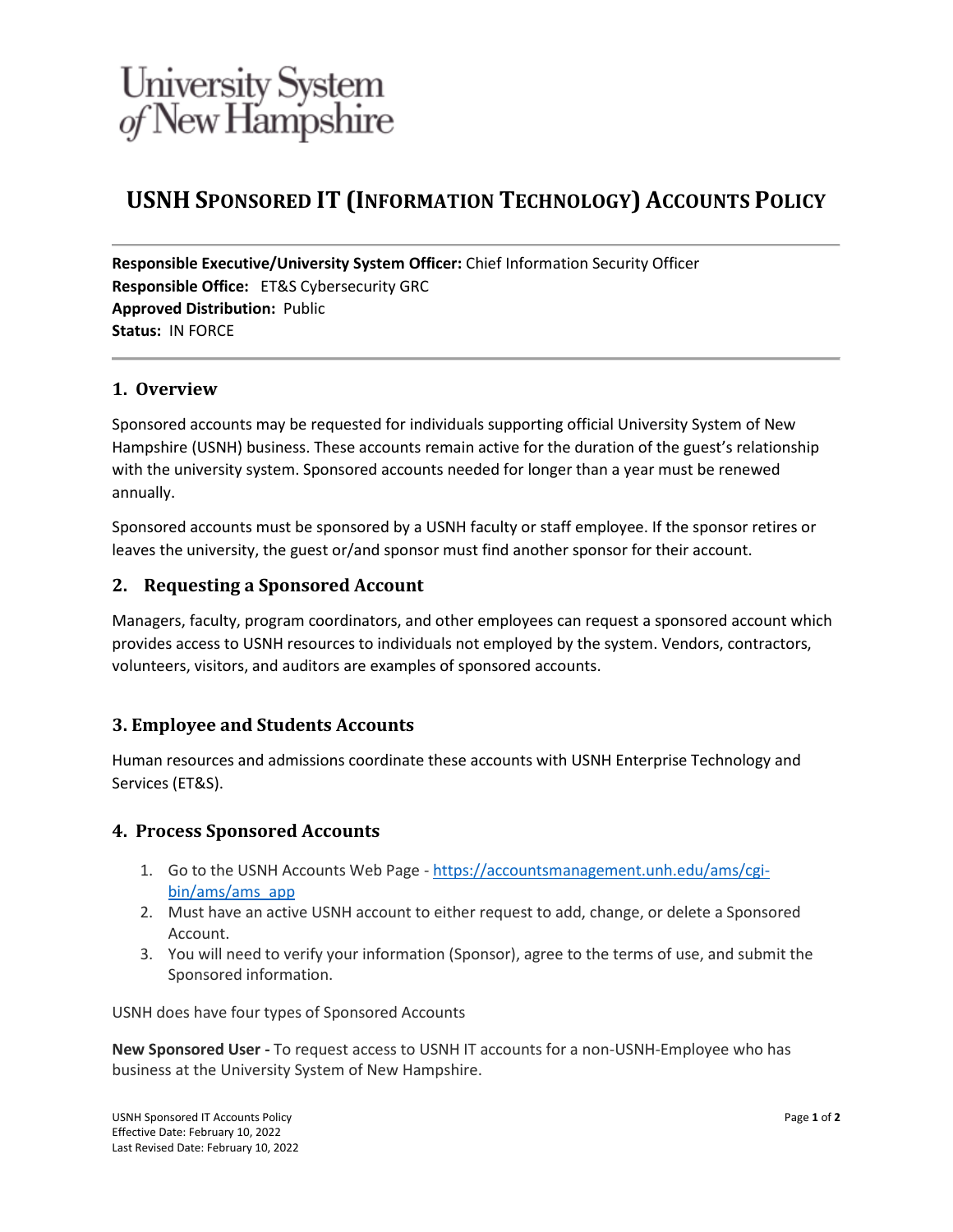University System of New Hampshire

# USNH Sponsored IT (Information Technology) Accounts Policy

**Responsible Executive/University System Officer:** Chief Information Security Officer
**Responsible Office:** ET&S Cybersecurity GRC
**Approved Distribution:** Public
**Status:** IN FORCE

## 1. Overview

Sponsored accounts may be requested for individuals supporting official University System of New Hampshire (USNH) business. These accounts remain active for the duration of the guest's relationship with the university system. Sponsored accounts needed for longer than a year must be renewed annually.

Sponsored accounts must be sponsored by a USNH faculty or staff employee. If the sponsor retires or leaves the university, the guest or/and sponsor must find another sponsor for their account.

## 2. Requesting a Sponsored Account

Managers, faculty, program coordinators, and other employees can request a sponsored account which provides access to USNH resources to individuals not employed by the system. Vendors, contractors, volunteers, visitors, and auditors are examples of sponsored accounts.

## 3. Employee and Students Accounts

Human resources and admissions coordinate these accounts with USNH Enterprise Technology and Services (ET&S).

## 4. Process Sponsored Accounts

1. Go to the USNH Accounts Web Page - https://accountsmanagement.unh.edu/ams/cgi-bin/ams/ams_app
2. Must have an active USNH account to either request to add, change, or delete a Sponsored Account.
3. You will need to verify your information (Sponsor), agree to the terms of use, and submit the Sponsored information.

USNH does have four types of Sponsored Accounts

**New Sponsored User -** To request access to USNH IT accounts for a non-USNH-Employee who has business at the University System of New Hampshire.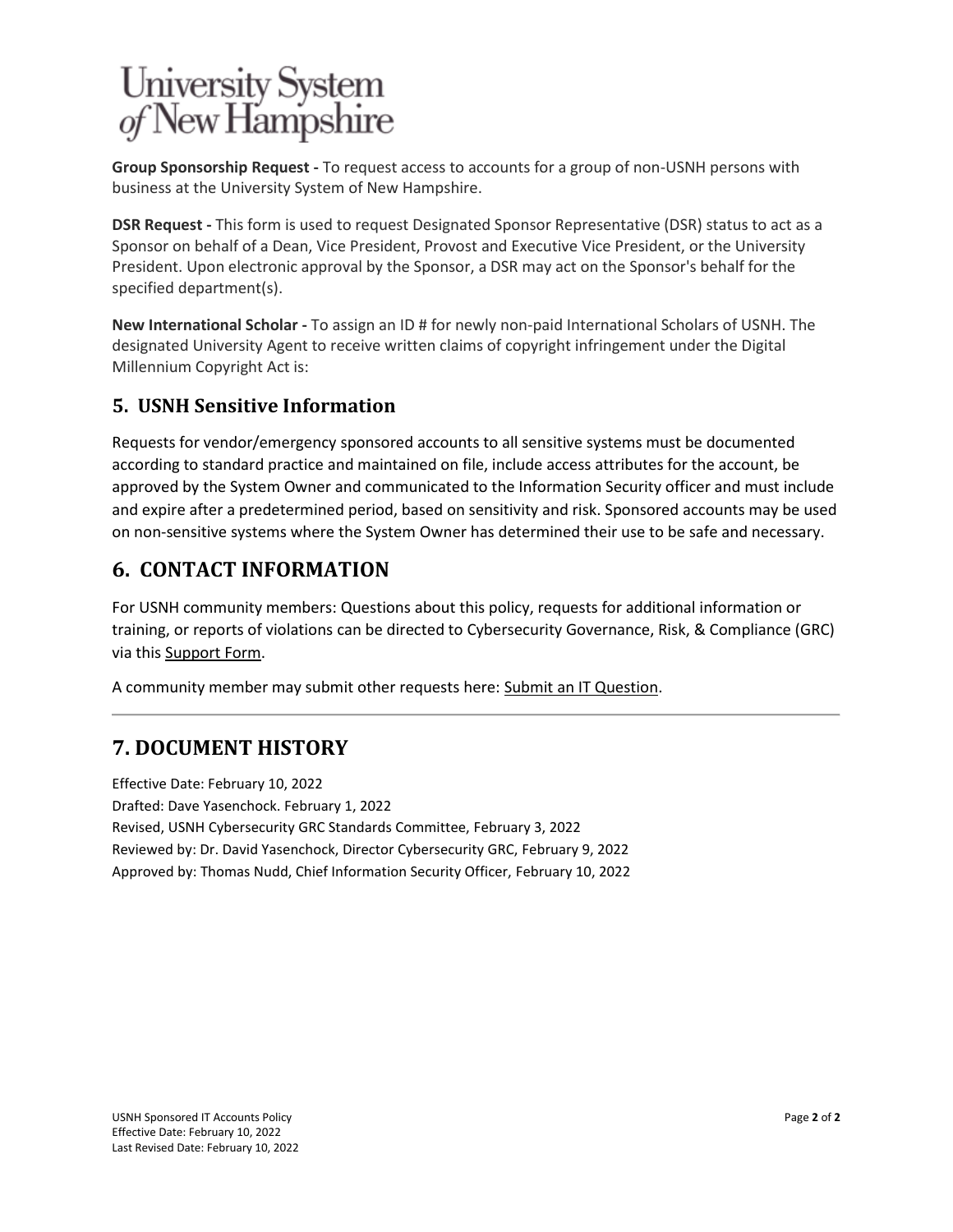**Group Sponsorship Request -** To request access to accounts for a group of non-USNH persons with business at the University System of New Hampshire.

**DSR Request -** This form is used to request Designated Sponsor Representative (DSR) status to act as a Sponsor on behalf of a Dean, Vice President, Provost and Executive Vice President, or the University President. Upon electronic approval by the Sponsor, a DSR may act on the Sponsor's behalf for the specified department(s).

**New International Scholar -** To assign an ID # for newly non-paid International Scholars of USNH. The designated University Agent to receive written claims of copyright infringement under the Digital Millennium Copyright Act is:

## 5. USNH Sensitive Information

Requests for vendor/emergency sponsored accounts to all sensitive systems must be documented according to standard practice and maintained on file, include access attributes for the account, be approved by the System Owner and communicated to the Information Security officer and must include and expire after a predetermined period, based on sensitivity and risk. Sponsored accounts may be used on non-sensitive systems where the System Owner has determined their use to be safe and necessary.

## 6. CONTACT INFORMATION

For USNH community members: Questions about this policy, requests for additional information or training, or reports of violations can be directed to Cybersecurity Governance, Risk, & Compliance (GRC) via this Support Form.

A community member may submit other requests here: Submit an IT Question.

---

## 7. DOCUMENT HISTORY

Effective Date: February 10, 2022
Drafted: Dave Yasenchock. February 1, 2022
Revised, USNH Cybersecurity GRC Standards Committee, February 3, 2022
Reviewed by: Dr. David Yasenchock, Director Cybersecurity GRC, February 9, 2022
Approved by: Thomas Nudd, Chief Information Security Officer, February 10, 2022